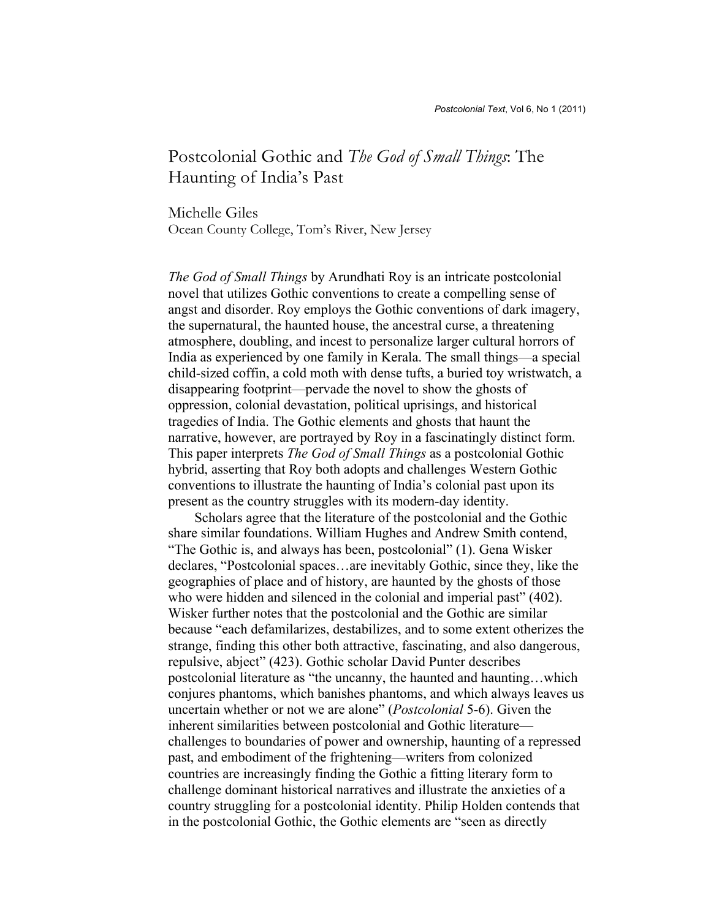# Postcolonial Gothic and *The God of Small Things*: The Haunting of India's Past

Michelle Giles
Ocean County College, Tom's River, New Jersey

*The God of Small Things* by Arundhati Roy is an intricate postcolonial novel that utilizes Gothic conventions to create a compelling sense of angst and disorder. Roy employs the Gothic conventions of dark imagery, the supernatural, the haunted house, the ancestral curse, a threatening atmosphere, doubling, and incest to personalize larger cultural horrors of India as experienced by one family in Kerala. The small things—a special child-sized coffin, a cold moth with dense tufts, a buried toy wristwatch, a disappearing footprint—pervade the novel to show the ghosts of oppression, colonial devastation, political uprisings, and historical tragedies of India. The Gothic elements and ghosts that haunt the narrative, however, are portrayed by Roy in a fascinatingly distinct form. This paper interprets *The God of Small Things* as a postcolonial Gothic hybrid, asserting that Roy both adopts and challenges Western Gothic conventions to illustrate the haunting of India's colonial past upon its present as the country struggles with its modern-day identity.

Scholars agree that the literature of the postcolonial and the Gothic share similar foundations. William Hughes and Andrew Smith contend, "The Gothic is, and always has been, postcolonial" (1). Gena Wisker declares, "Postcolonial spaces…are inevitably Gothic, since they, like the geographies of place and of history, are haunted by the ghosts of those who were hidden and silenced in the colonial and imperial past" (402). Wisker further notes that the postcolonial and the Gothic are similar because "each defamilarizes, destabilizes, and to some extent otherizes the strange, finding this other both attractive, fascinating, and also dangerous, repulsive, abject" (423). Gothic scholar David Punter describes postcolonial literature as "the uncanny, the haunted and haunting…which conjures phantoms, which banishes phantoms, and which always leaves us uncertain whether or not we are alone" (*Postcolonial* 5-6). Given the inherent similarities between postcolonial and Gothic literature—challenges to boundaries of power and ownership, haunting of a repressed past, and embodiment of the frightening—writers from colonized countries are increasingly finding the Gothic a fitting literary form to challenge dominant historical narratives and illustrate the anxieties of a country struggling for a postcolonial identity. Philip Holden contends that in the postcolonial Gothic, the Gothic elements are "seen as directly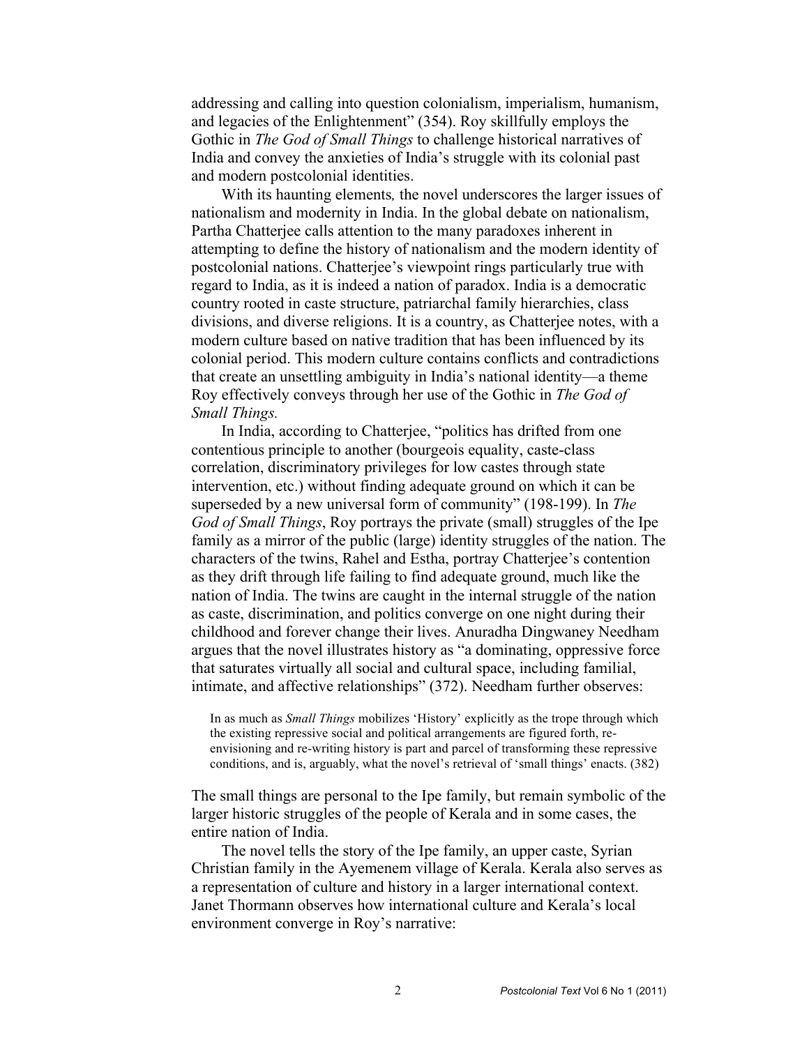addressing and calling into question colonialism, imperialism, humanism, and legacies of the Enlightenment" (354). Roy skillfully employs the Gothic in *The God of Small Things* to challenge historical narratives of India and convey the anxieties of India's struggle with its colonial past and modern postcolonial identities.

With its haunting elements*,* the novel underscores the larger issues of nationalism and modernity in India. In the global debate on nationalism, Partha Chatterjee calls attention to the many paradoxes inherent in attempting to define the history of nationalism and the modern identity of postcolonial nations. Chatterjee's viewpoint rings particularly true with regard to India, as it is indeed a nation of paradox. India is a democratic country rooted in caste structure, patriarchal family hierarchies, class divisions, and diverse religions. It is a country, as Chatterjee notes, with a modern culture based on native tradition that has been influenced by its colonial period. This modern culture contains conflicts and contradictions that create an unsettling ambiguity in India's national identity—a theme Roy effectively conveys through her use of the Gothic in *The God of Small Things.*

In India, according to Chatterjee, "politics has drifted from one contentious principle to another (bourgeois equality, caste-class correlation, discriminatory privileges for low castes through state intervention, etc.) without finding adequate ground on which it can be superseded by a new universal form of community" (198-199). In *The God of Small Things*, Roy portrays the private (small) struggles of the Ipe family as a mirror of the public (large) identity struggles of the nation. The characters of the twins, Rahel and Estha, portray Chatterjee's contention as they drift through life failing to find adequate ground, much like the nation of India. The twins are caught in the internal struggle of the nation as caste, discrimination, and politics converge on one night during their childhood and forever change their lives. Anuradha Dingwaney Needham argues that the novel illustrates history as "a dominating, oppressive force that saturates virtually all social and cultural space, including familial, intimate, and affective relationships" (372). Needham further observes:

> In as much as *Small Things* mobilizes 'History' explicitly as the trope through which the existing repressive social and political arrangements are figured forth, re-envisioning and re-writing history is part and parcel of transforming these repressive conditions, and is, arguably, what the novel's retrieval of 'small things' enacts. (382)

The small things are personal to the Ipe family, but remain symbolic of the larger historic struggles of the people of Kerala and in some cases, the entire nation of India.

The novel tells the story of the Ipe family, an upper caste, Syrian Christian family in the Ayemenem village of Kerala. Kerala also serves as a representation of culture and history in a larger international context. Janet Thormann observes how international culture and Kerala's local environment converge in Roy's narrative: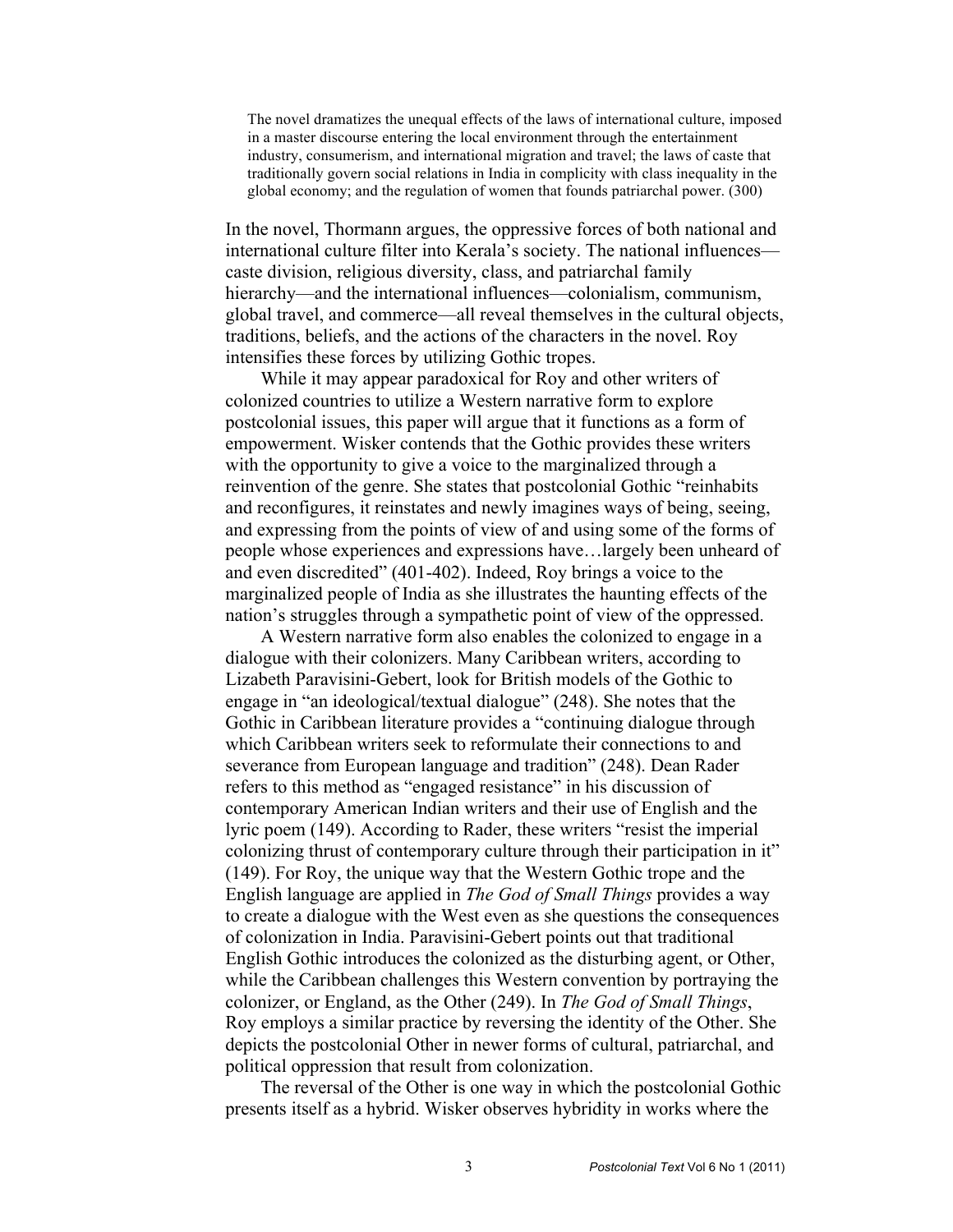> The novel dramatizes the unequal effects of the laws of international culture, imposed in a master discourse entering the local environment through the entertainment industry, consumerism, and international migration and travel; the laws of caste that traditionally govern social relations in India in complicity with class inequality in the global economy; and the regulation of women that founds patriarchal power. (300)

In the novel, Thormann argues, the oppressive forces of both national and international culture filter into Kerala's society. The national influences—caste division, religious diversity, class, and patriarchal family hierarchy—and the international influences—colonialism, communism, global travel, and commerce—all reveal themselves in the cultural objects, traditions, beliefs, and the actions of the characters in the novel. Roy intensifies these forces by utilizing Gothic tropes.

While it may appear paradoxical for Roy and other writers of colonized countries to utilize a Western narrative form to explore postcolonial issues, this paper will argue that it functions as a form of empowerment. Wisker contends that the Gothic provides these writers with the opportunity to give a voice to the marginalized through a reinvention of the genre. She states that postcolonial Gothic "reinhabits and reconfigures, it reinstates and newly imagines ways of being, seeing, and expressing from the points of view of and using some of the forms of people whose experiences and expressions have…largely been unheard of and even discredited" (401-402). Indeed, Roy brings a voice to the marginalized people of India as she illustrates the haunting effects of the nation's struggles through a sympathetic point of view of the oppressed.

A Western narrative form also enables the colonized to engage in a dialogue with their colonizers. Many Caribbean writers, according to Lizabeth Paravisini-Gebert, look for British models of the Gothic to engage in "an ideological/textual dialogue" (248). She notes that the Gothic in Caribbean literature provides a "continuing dialogue through which Caribbean writers seek to reformulate their connections to and severance from European language and tradition" (248). Dean Rader refers to this method as "engaged resistance" in his discussion of contemporary American Indian writers and their use of English and the lyric poem (149). According to Rader, these writers "resist the imperial colonizing thrust of contemporary culture through their participation in it" (149). For Roy, the unique way that the Western Gothic trope and the English language are applied in *The God of Small Things* provides a way to create a dialogue with the West even as she questions the consequences of colonization in India. Paravisini-Gebert points out that traditional English Gothic introduces the colonized as the disturbing agent, or Other, while the Caribbean challenges this Western convention by portraying the colonizer, or England, as the Other (249). In *The God of Small Things*, Roy employs a similar practice by reversing the identity of the Other. She depicts the postcolonial Other in newer forms of cultural, patriarchal, and political oppression that result from colonization.

The reversal of the Other is one way in which the postcolonial Gothic presents itself as a hybrid. Wisker observes hybridity in works where the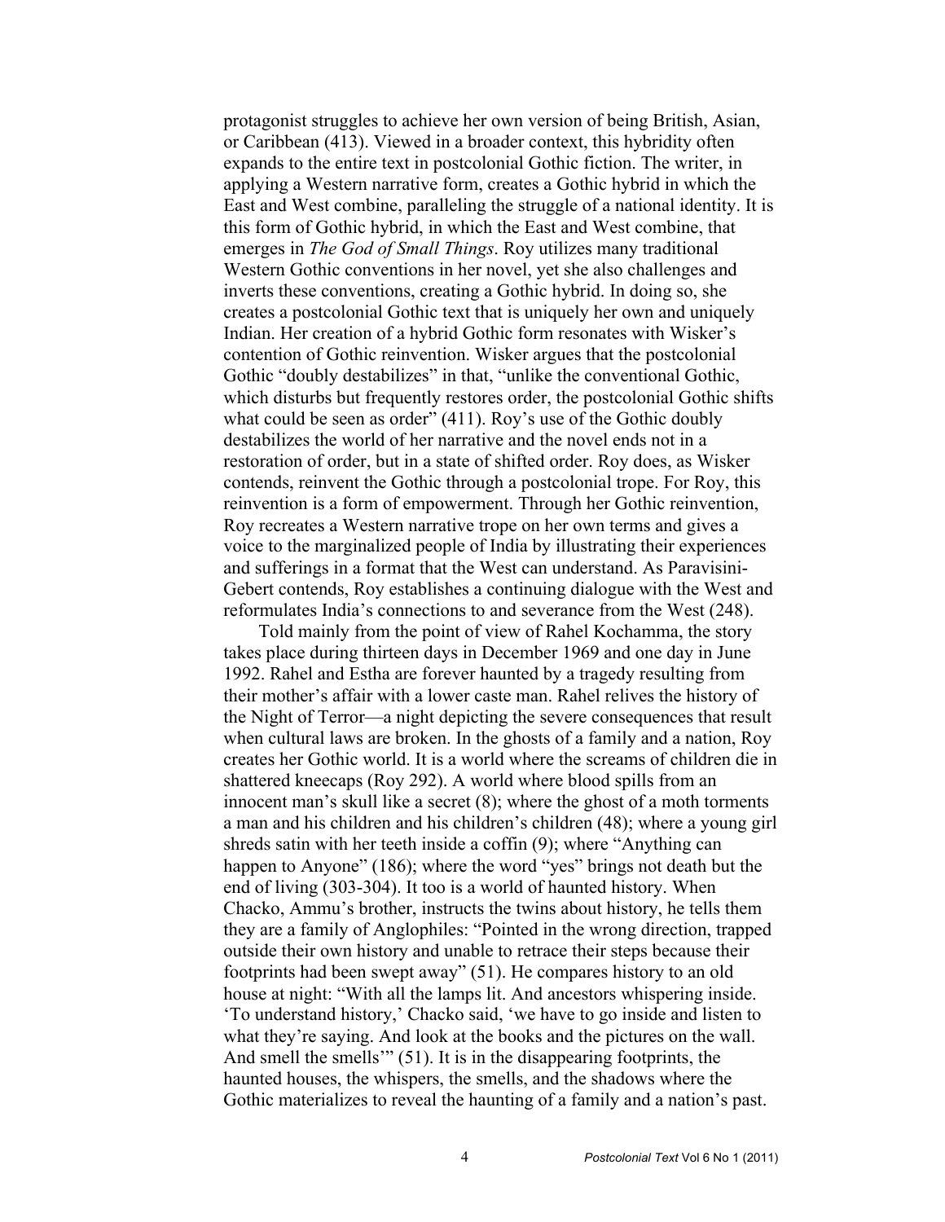protagonist struggles to achieve her own version of being British, Asian, or Caribbean (413). Viewed in a broader context, this hybridity often expands to the entire text in postcolonial Gothic fiction. The writer, in applying a Western narrative form, creates a Gothic hybrid in which the East and West combine, paralleling the struggle of a national identity. It is this form of Gothic hybrid, in which the East and West combine, that emerges in *The God of Small Things*. Roy utilizes many traditional Western Gothic conventions in her novel, yet she also challenges and inverts these conventions, creating a Gothic hybrid. In doing so, she creates a postcolonial Gothic text that is uniquely her own and uniquely Indian. Her creation of a hybrid Gothic form resonates with Wisker's contention of Gothic reinvention. Wisker argues that the postcolonial Gothic "doubly destabilizes" in that, "unlike the conventional Gothic, which disturbs but frequently restores order, the postcolonial Gothic shifts what could be seen as order" (411). Roy's use of the Gothic doubly destabilizes the world of her narrative and the novel ends not in a restoration of order, but in a state of shifted order. Roy does, as Wisker contends, reinvent the Gothic through a postcolonial trope. For Roy, this reinvention is a form of empowerment. Through her Gothic reinvention, Roy recreates a Western narrative trope on her own terms and gives a voice to the marginalized people of India by illustrating their experiences and sufferings in a format that the West can understand. As Paravisini-Gebert contends, Roy establishes a continuing dialogue with the West and reformulates India's connections to and severance from the West (248).

Told mainly from the point of view of Rahel Kochamma, the story takes place during thirteen days in December 1969 and one day in June 1992. Rahel and Estha are forever haunted by a tragedy resulting from their mother's affair with a lower caste man. Rahel relives the history of the Night of Terror—a night depicting the severe consequences that result when cultural laws are broken. In the ghosts of a family and a nation, Roy creates her Gothic world. It is a world where the screams of children die in shattered kneecaps (Roy 292). A world where blood spills from an innocent man's skull like a secret (8); where the ghost of a moth torments a man and his children and his children's children (48); where a young girl shreds satin with her teeth inside a coffin (9); where "Anything can happen to Anyone" (186); where the word "yes" brings not death but the end of living (303-304). It too is a world of haunted history. When Chacko, Ammu's brother, instructs the twins about history, he tells them they are a family of Anglophiles: "Pointed in the wrong direction, trapped outside their own history and unable to retrace their steps because their footprints had been swept away" (51). He compares history to an old house at night: "With all the lamps lit. And ancestors whispering inside. 'To understand history,' Chacko said, 'we have to go inside and listen to what they're saying. And look at the books and the pictures on the wall. And smell the smells'" (51). It is in the disappearing footprints, the haunted houses, the whispers, the smells, and the shadows where the Gothic materializes to reveal the haunting of a family and a nation's past.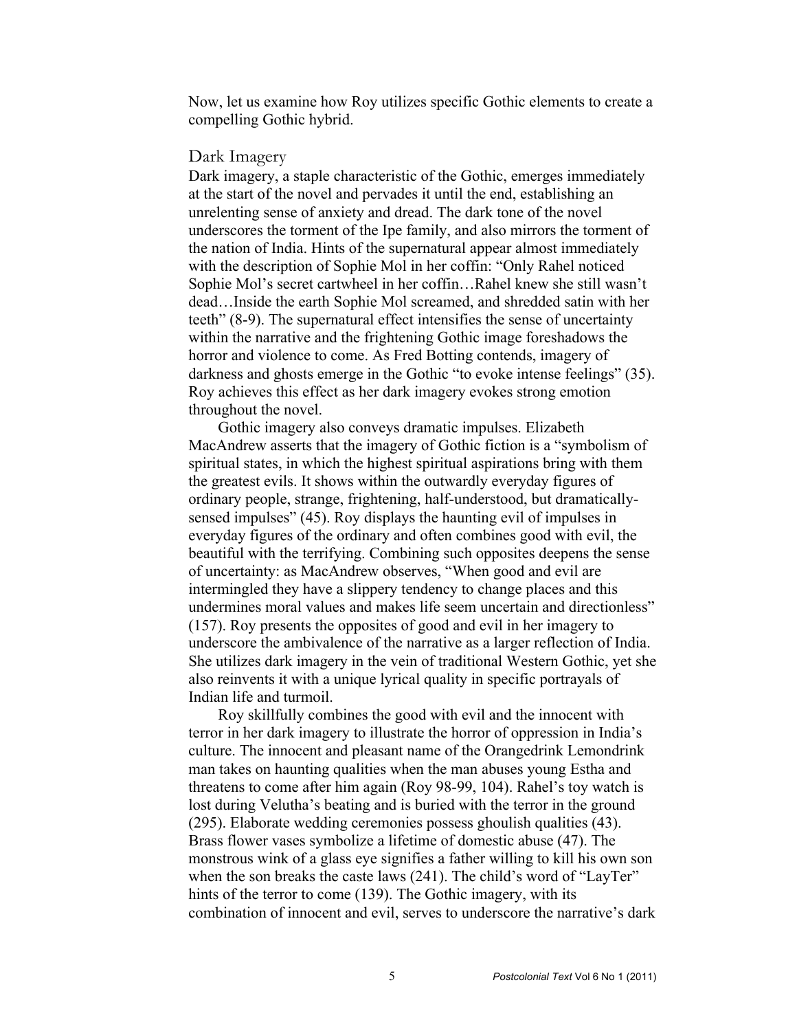Now, let us examine how Roy utilizes specific Gothic elements to create a compelling Gothic hybrid.

## Dark Imagery

Dark imagery, a staple characteristic of the Gothic, emerges immediately at the start of the novel and pervades it until the end, establishing an unrelenting sense of anxiety and dread. The dark tone of the novel underscores the torment of the Ipe family, and also mirrors the torment of the nation of India. Hints of the supernatural appear almost immediately with the description of Sophie Mol in her coffin: "Only Rahel noticed Sophie Mol's secret cartwheel in her coffin…Rahel knew she still wasn't dead…Inside the earth Sophie Mol screamed, and shredded satin with her teeth" (8-9). The supernatural effect intensifies the sense of uncertainty within the narrative and the frightening Gothic image foreshadows the horror and violence to come. As Fred Botting contends, imagery of darkness and ghosts emerge in the Gothic "to evoke intense feelings" (35). Roy achieves this effect as her dark imagery evokes strong emotion throughout the novel.

Gothic imagery also conveys dramatic impulses. Elizabeth MacAndrew asserts that the imagery of Gothic fiction is a "symbolism of spiritual states, in which the highest spiritual aspirations bring with them the greatest evils. It shows within the outwardly everyday figures of ordinary people, strange, frightening, half-understood, but dramatically-sensed impulses" (45). Roy displays the haunting evil of impulses in everyday figures of the ordinary and often combines good with evil, the beautiful with the terrifying. Combining such opposites deepens the sense of uncertainty: as MacAndrew observes, "When good and evil are intermingled they have a slippery tendency to change places and this undermines moral values and makes life seem uncertain and directionless" (157). Roy presents the opposites of good and evil in her imagery to underscore the ambivalence of the narrative as a larger reflection of India. She utilizes dark imagery in the vein of traditional Western Gothic, yet she also reinvents it with a unique lyrical quality in specific portrayals of Indian life and turmoil.

Roy skillfully combines the good with evil and the innocent with terror in her dark imagery to illustrate the horror of oppression in India's culture. The innocent and pleasant name of the Orangedrink Lemondrink man takes on haunting qualities when the man abuses young Estha and threatens to come after him again (Roy 98-99, 104). Rahel's toy watch is lost during Velutha's beating and is buried with the terror in the ground (295). Elaborate wedding ceremonies possess ghoulish qualities (43). Brass flower vases symbolize a lifetime of domestic abuse (47). The monstrous wink of a glass eye signifies a father willing to kill his own son when the son breaks the caste laws (241). The child's word of "LayTer" hints of the terror to come (139). The Gothic imagery, with its combination of innocent and evil, serves to underscore the narrative's dark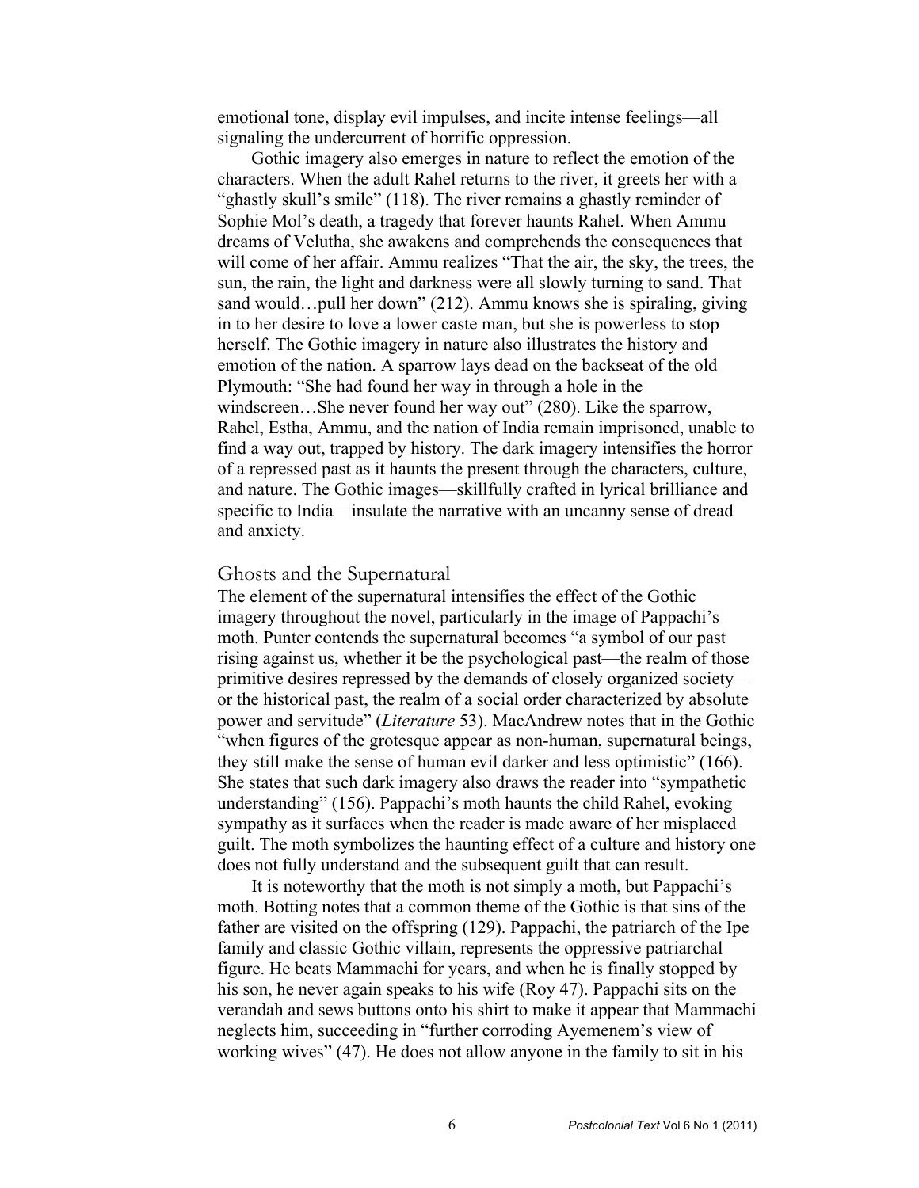emotional tone, display evil impulses, and incite intense feelings—all signaling the undercurrent of horrific oppression.

Gothic imagery also emerges in nature to reflect the emotion of the characters. When the adult Rahel returns to the river, it greets her with a "ghastly skull's smile" (118). The river remains a ghastly reminder of Sophie Mol's death, a tragedy that forever haunts Rahel. When Ammu dreams of Velutha, she awakens and comprehends the consequences that will come of her affair. Ammu realizes "That the air, the sky, the trees, the sun, the rain, the light and darkness were all slowly turning to sand. That sand would…pull her down" (212). Ammu knows she is spiraling, giving in to her desire to love a lower caste man, but she is powerless to stop herself. The Gothic imagery in nature also illustrates the history and emotion of the nation. A sparrow lays dead on the backseat of the old Plymouth: "She had found her way in through a hole in the windscreen…She never found her way out" (280). Like the sparrow, Rahel, Estha, Ammu, and the nation of India remain imprisoned, unable to find a way out, trapped by history. The dark imagery intensifies the horror of a repressed past as it haunts the present through the characters, culture, and nature. The Gothic images—skillfully crafted in lyrical brilliance and specific to India—insulate the narrative with an uncanny sense of dread and anxiety.

## Ghosts and the Supernatural

The element of the supernatural intensifies the effect of the Gothic imagery throughout the novel, particularly in the image of Pappachi's moth. Punter contends the supernatural becomes "a symbol of our past rising against us, whether it be the psychological past—the realm of those primitive desires repressed by the demands of closely organized society—or the historical past, the realm of a social order characterized by absolute power and servitude" (*Literature* 53). MacAndrew notes that in the Gothic "when figures of the grotesque appear as non-human, supernatural beings, they still make the sense of human evil darker and less optimistic" (166). She states that such dark imagery also draws the reader into "sympathetic understanding" (156). Pappachi's moth haunts the child Rahel, evoking sympathy as it surfaces when the reader is made aware of her misplaced guilt. The moth symbolizes the haunting effect of a culture and history one does not fully understand and the subsequent guilt that can result.

It is noteworthy that the moth is not simply a moth, but Pappachi's moth. Botting notes that a common theme of the Gothic is that sins of the father are visited on the offspring (129). Pappachi, the patriarch of the Ipe family and classic Gothic villain, represents the oppressive patriarchal figure. He beats Mammachi for years, and when he is finally stopped by his son, he never again speaks to his wife (Roy 47). Pappachi sits on the verandah and sews buttons onto his shirt to make it appear that Mammachi neglects him, succeeding in "further corroding Ayemenem's view of working wives" (47). He does not allow anyone in the family to sit in his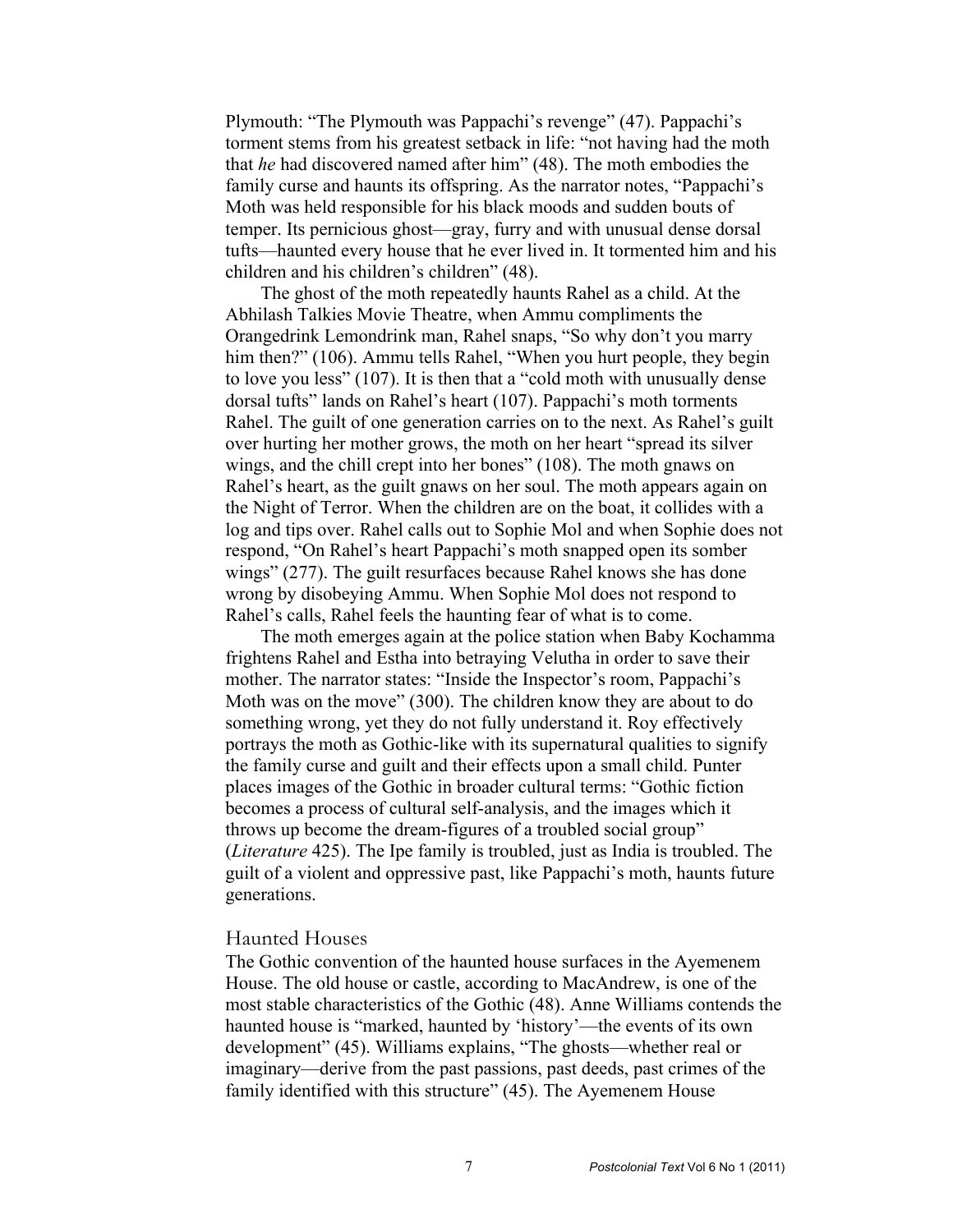Plymouth: "The Plymouth was Pappachi's revenge" (47). Pappachi's torment stems from his greatest setback in life: "not having had the moth that *he* had discovered named after him" (48). The moth embodies the family curse and haunts its offspring. As the narrator notes, "Pappachi's Moth was held responsible for his black moods and sudden bouts of temper. Its pernicious ghost—gray, furry and with unusual dense dorsal tufts—haunted every house that he ever lived in. It tormented him and his children and his children's children" (48).

The ghost of the moth repeatedly haunts Rahel as a child. At the Abhilash Talkies Movie Theatre, when Ammu compliments the Orangedrink Lemondrink man, Rahel snaps, "So why don't you marry him then?" (106). Ammu tells Rahel, "When you hurt people, they begin to love you less" (107). It is then that a "cold moth with unusually dense dorsal tufts" lands on Rahel's heart (107). Pappachi's moth torments Rahel. The guilt of one generation carries on to the next. As Rahel's guilt over hurting her mother grows, the moth on her heart "spread its silver wings, and the chill crept into her bones" (108). The moth gnaws on Rahel's heart, as the guilt gnaws on her soul. The moth appears again on the Night of Terror. When the children are on the boat, it collides with a log and tips over. Rahel calls out to Sophie Mol and when Sophie does not respond, "On Rahel's heart Pappachi's moth snapped open its somber wings" (277). The guilt resurfaces because Rahel knows she has done wrong by disobeying Ammu. When Sophie Mol does not respond to Rahel's calls, Rahel feels the haunting fear of what is to come.

The moth emerges again at the police station when Baby Kochamma frightens Rahel and Estha into betraying Velutha in order to save their mother. The narrator states: "Inside the Inspector's room, Pappachi's Moth was on the move" (300). The children know they are about to do something wrong, yet they do not fully understand it. Roy effectively portrays the moth as Gothic-like with its supernatural qualities to signify the family curse and guilt and their effects upon a small child. Punter places images of the Gothic in broader cultural terms: "Gothic fiction becomes a process of cultural self-analysis, and the images which it throws up become the dream-figures of a troubled social group" (*Literature* 425). The Ipe family is troubled, just as India is troubled. The guilt of a violent and oppressive past, like Pappachi's moth, haunts future generations.

## Haunted Houses

The Gothic convention of the haunted house surfaces in the Ayemenem House. The old house or castle, according to MacAndrew, is one of the most stable characteristics of the Gothic (48). Anne Williams contends the haunted house is "marked, haunted by 'history'—the events of its own development" (45). Williams explains, "The ghosts—whether real or imaginary—derive from the past passions, past deeds, past crimes of the family identified with this structure" (45). The Ayemenem House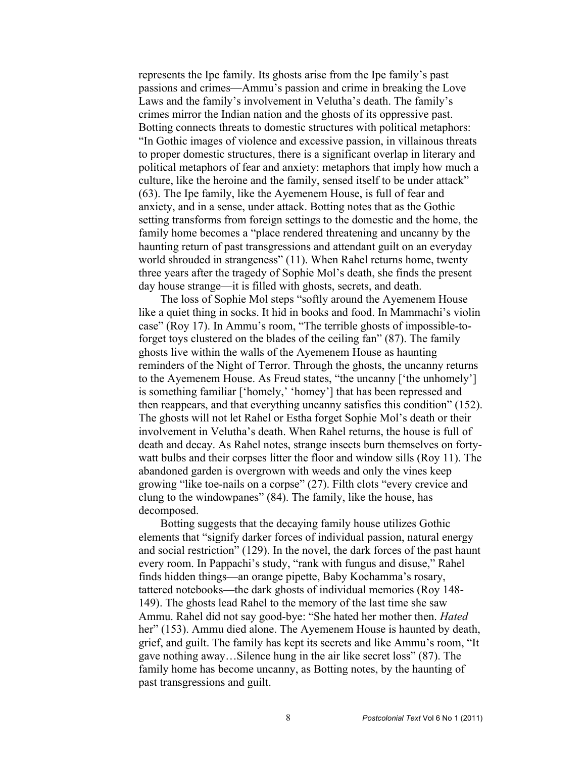represents the Ipe family. Its ghosts arise from the Ipe family's past passions and crimes—Ammu's passion and crime in breaking the Love Laws and the family's involvement in Velutha's death. The family's crimes mirror the Indian nation and the ghosts of its oppressive past. Botting connects threats to domestic structures with political metaphors: "In Gothic images of violence and excessive passion, in villainous threats to proper domestic structures, there is a significant overlap in literary and political metaphors of fear and anxiety: metaphors that imply how much a culture, like the heroine and the family, sensed itself to be under attack" (63). The Ipe family, like the Ayemenem House, is full of fear and anxiety, and in a sense, under attack. Botting notes that as the Gothic setting transforms from foreign settings to the domestic and the home, the family home becomes a "place rendered threatening and uncanny by the haunting return of past transgressions and attendant guilt on an everyday world shrouded in strangeness" (11). When Rahel returns home, twenty three years after the tragedy of Sophie Mol's death, she finds the present day house strange—it is filled with ghosts, secrets, and death.

The loss of Sophie Mol steps "softly around the Ayemenem House like a quiet thing in socks. It hid in books and food. In Mammachi's violin case" (Roy 17). In Ammu's room, "The terrible ghosts of impossible-to-forget toys clustered on the blades of the ceiling fan" (87). The family ghosts live within the walls of the Ayemenem House as haunting reminders of the Night of Terror. Through the ghosts, the uncanny returns to the Ayemenem House. As Freud states, "the uncanny ['the unhomely'] is something familiar ['homely,' 'homey'] that has been repressed and then reappears, and that everything uncanny satisfies this condition" (152). The ghosts will not let Rahel or Estha forget Sophie Mol's death or their involvement in Velutha's death. When Rahel returns, the house is full of death and decay. As Rahel notes, strange insects burn themselves on forty-watt bulbs and their corpses litter the floor and window sills (Roy 11). The abandoned garden is overgrown with weeds and only the vines keep growing "like toe-nails on a corpse" (27). Filth clots "every crevice and clung to the windowpanes" (84). The family, like the house, has decomposed.

Botting suggests that the decaying family house utilizes Gothic elements that "signify darker forces of individual passion, natural energy and social restriction" (129). In the novel, the dark forces of the past haunt every room. In Pappachi's study, "rank with fungus and disuse," Rahel finds hidden things—an orange pipette, Baby Kochamma's rosary, tattered notebooks—the dark ghosts of individual memories (Roy 148-149). The ghosts lead Rahel to the memory of the last time she saw Ammu. Rahel did not say good-bye: "She hated her mother then. *Hated* her" (153). Ammu died alone. The Ayemenem House is haunted by death, grief, and guilt. The family has kept its secrets and like Ammu's room, "It gave nothing away…Silence hung in the air like secret loss" (87). The family home has become uncanny, as Botting notes, by the haunting of past transgressions and guilt.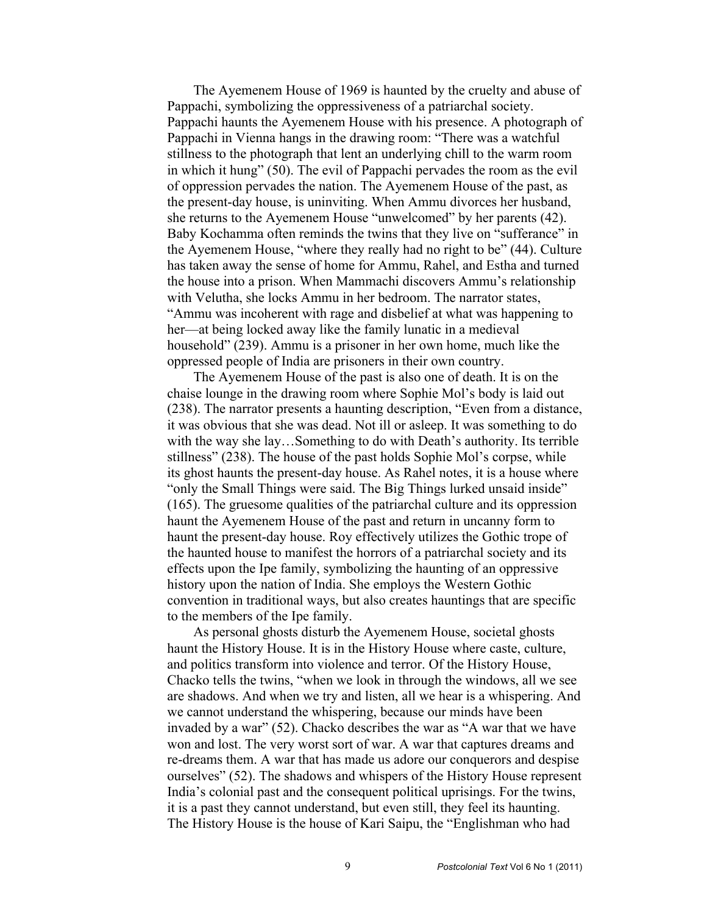The Ayemenem House of 1969 is haunted by the cruelty and abuse of Pappachi, symbolizing the oppressiveness of a patriarchal society. Pappachi haunts the Ayemenem House with his presence. A photograph of Pappachi in Vienna hangs in the drawing room: "There was a watchful stillness to the photograph that lent an underlying chill to the warm room in which it hung" (50). The evil of Pappachi pervades the room as the evil of oppression pervades the nation. The Ayemenem House of the past, as the present-day house, is uninviting. When Ammu divorces her husband, she returns to the Ayemenem House "unwelcomed" by her parents (42). Baby Kochamma often reminds the twins that they live on "sufferance" in the Ayemenem House, "where they really had no right to be" (44). Culture has taken away the sense of home for Ammu, Rahel, and Estha and turned the house into a prison. When Mammachi discovers Ammu's relationship with Velutha, she locks Ammu in her bedroom. The narrator states, "Ammu was incoherent with rage and disbelief at what was happening to her—at being locked away like the family lunatic in a medieval household" (239). Ammu is a prisoner in her own home, much like the oppressed people of India are prisoners in their own country.

The Ayemenem House of the past is also one of death. It is on the chaise lounge in the drawing room where Sophie Mol's body is laid out (238). The narrator presents a haunting description, "Even from a distance, it was obvious that she was dead. Not ill or asleep. It was something to do with the way she lay…Something to do with Death's authority. Its terrible stillness" (238). The house of the past holds Sophie Mol's corpse, while its ghost haunts the present-day house. As Rahel notes, it is a house where "only the Small Things were said. The Big Things lurked unsaid inside" (165). The gruesome qualities of the patriarchal culture and its oppression haunt the Ayemenem House of the past and return in uncanny form to haunt the present-day house. Roy effectively utilizes the Gothic trope of the haunted house to manifest the horrors of a patriarchal society and its effects upon the Ipe family, symbolizing the haunting of an oppressive history upon the nation of India. She employs the Western Gothic convention in traditional ways, but also creates hauntings that are specific to the members of the Ipe family.

As personal ghosts disturb the Ayemenem House, societal ghosts haunt the History House. It is in the History House where caste, culture, and politics transform into violence and terror. Of the History House, Chacko tells the twins, "when we look in through the windows, all we see are shadows. And when we try and listen, all we hear is a whispering. And we cannot understand the whispering, because our minds have been invaded by a war" (52). Chacko describes the war as "A war that we have won and lost. The very worst sort of war. A war that captures dreams and re-dreams them. A war that has made us adore our conquerors and despise ourselves" (52). The shadows and whispers of the History House represent India's colonial past and the consequent political uprisings. For the twins, it is a past they cannot understand, but even still, they feel its haunting. The History House is the house of Kari Saipu, the "Englishman who had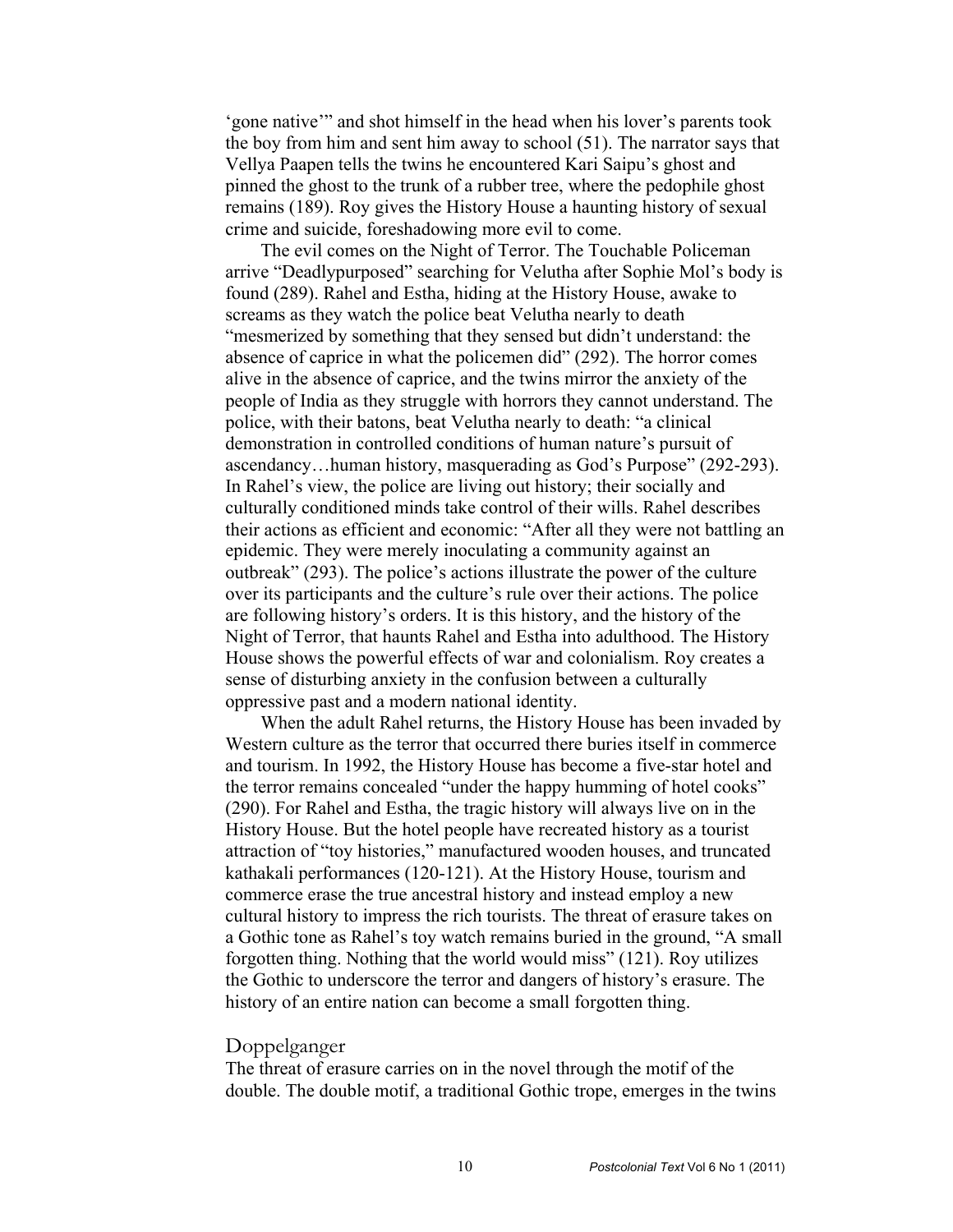'gone native'" and shot himself in the head when his lover's parents took the boy from him and sent him away to school (51). The narrator says that Vellya Paapen tells the twins he encountered Kari Saipu's ghost and pinned the ghost to the trunk of a rubber tree, where the pedophile ghost remains (189). Roy gives the History House a haunting history of sexual crime and suicide, foreshadowing more evil to come.

The evil comes on the Night of Terror. The Touchable Policeman arrive "Deadlypurposed" searching for Velutha after Sophie Mol's body is found (289). Rahel and Estha, hiding at the History House, awake to screams as they watch the police beat Velutha nearly to death "mesmerized by something that they sensed but didn't understand: the absence of caprice in what the policemen did" (292). The horror comes alive in the absence of caprice, and the twins mirror the anxiety of the people of India as they struggle with horrors they cannot understand. The police, with their batons, beat Velutha nearly to death: "a clinical demonstration in controlled conditions of human nature's pursuit of ascendancy…human history, masquerading as God's Purpose" (292-293). In Rahel's view, the police are living out history; their socially and culturally conditioned minds take control of their wills. Rahel describes their actions as efficient and economic: "After all they were not battling an epidemic. They were merely inoculating a community against an outbreak" (293). The police's actions illustrate the power of the culture over its participants and the culture's rule over their actions. The police are following history's orders. It is this history, and the history of the Night of Terror, that haunts Rahel and Estha into adulthood. The History House shows the powerful effects of war and colonialism. Roy creates a sense of disturbing anxiety in the confusion between a culturally oppressive past and a modern national identity.

When the adult Rahel returns, the History House has been invaded by Western culture as the terror that occurred there buries itself in commerce and tourism. In 1992, the History House has become a five-star hotel and the terror remains concealed "under the happy humming of hotel cooks" (290). For Rahel and Estha, the tragic history will always live on in the History House. But the hotel people have recreated history as a tourist attraction of "toy histories," manufactured wooden houses, and truncated kathakali performances (120-121). At the History House, tourism and commerce erase the true ancestral history and instead employ a new cultural history to impress the rich tourists. The threat of erasure takes on a Gothic tone as Rahel's toy watch remains buried in the ground, "A small forgotten thing. Nothing that the world would miss" (121). Roy utilizes the Gothic to underscore the terror and dangers of history's erasure. The history of an entire nation can become a small forgotten thing.

## Doppelganger

The threat of erasure carries on in the novel through the motif of the double. The double motif, a traditional Gothic trope, emerges in the twins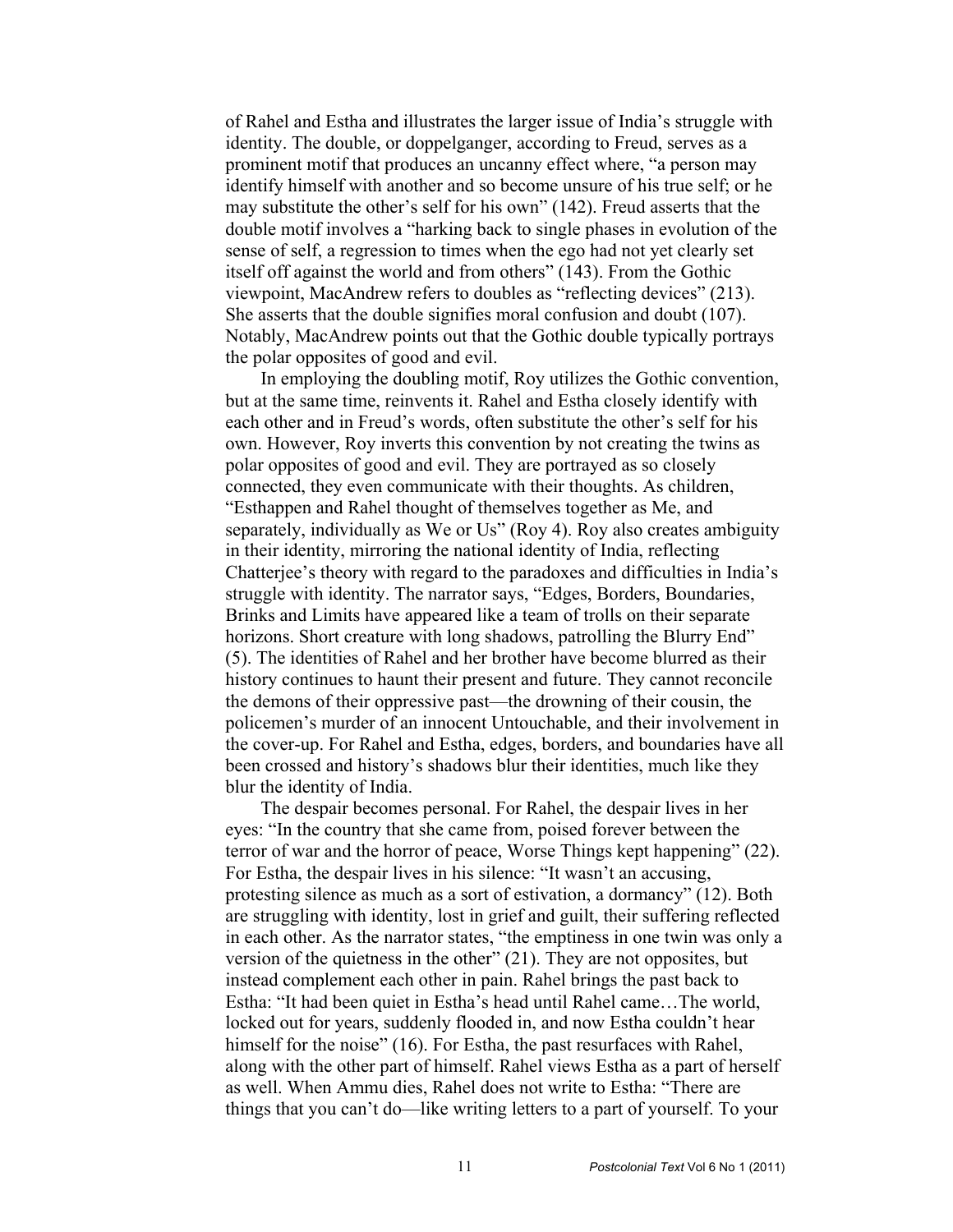of Rahel and Estha and illustrates the larger issue of India's struggle with identity. The double, or doppelganger, according to Freud, serves as a prominent motif that produces an uncanny effect where, "a person may identify himself with another and so become unsure of his true self; or he may substitute the other's self for his own" (142). Freud asserts that the double motif involves a "harking back to single phases in evolution of the sense of self, a regression to times when the ego had not yet clearly set itself off against the world and from others" (143). From the Gothic viewpoint, MacAndrew refers to doubles as "reflecting devices" (213). She asserts that the double signifies moral confusion and doubt (107). Notably, MacAndrew points out that the Gothic double typically portrays the polar opposites of good and evil.

In employing the doubling motif, Roy utilizes the Gothic convention, but at the same time, reinvents it. Rahel and Estha closely identify with each other and in Freud's words, often substitute the other's self for his own. However, Roy inverts this convention by not creating the twins as polar opposites of good and evil. They are portrayed as so closely connected, they even communicate with their thoughts. As children, "Esthappen and Rahel thought of themselves together as Me, and separately, individually as We or Us" (Roy 4). Roy also creates ambiguity in their identity, mirroring the national identity of India, reflecting Chatterjee's theory with regard to the paradoxes and difficulties in India's struggle with identity. The narrator says, "Edges, Borders, Boundaries, Brinks and Limits have appeared like a team of trolls on their separate horizons. Short creature with long shadows, patrolling the Blurry End" (5). The identities of Rahel and her brother have become blurred as their history continues to haunt their present and future. They cannot reconcile the demons of their oppressive past—the drowning of their cousin, the policemen's murder of an innocent Untouchable, and their involvement in the cover-up. For Rahel and Estha, edges, borders, and boundaries have all been crossed and history's shadows blur their identities, much like they blur the identity of India.

The despair becomes personal. For Rahel, the despair lives in her eyes: "In the country that she came from, poised forever between the terror of war and the horror of peace, Worse Things kept happening" (22). For Estha, the despair lives in his silence: "It wasn't an accusing, protesting silence as much as a sort of estivation, a dormancy" (12). Both are struggling with identity, lost in grief and guilt, their suffering reflected in each other. As the narrator states, "the emptiness in one twin was only a version of the quietness in the other" (21). They are not opposites, but instead complement each other in pain. Rahel brings the past back to Estha: "It had been quiet in Estha's head until Rahel came…The world, locked out for years, suddenly flooded in, and now Estha couldn't hear himself for the noise" (16). For Estha, the past resurfaces with Rahel, along with the other part of himself. Rahel views Estha as a part of herself as well. When Ammu dies, Rahel does not write to Estha: "There are things that you can't do—like writing letters to a part of yourself. To your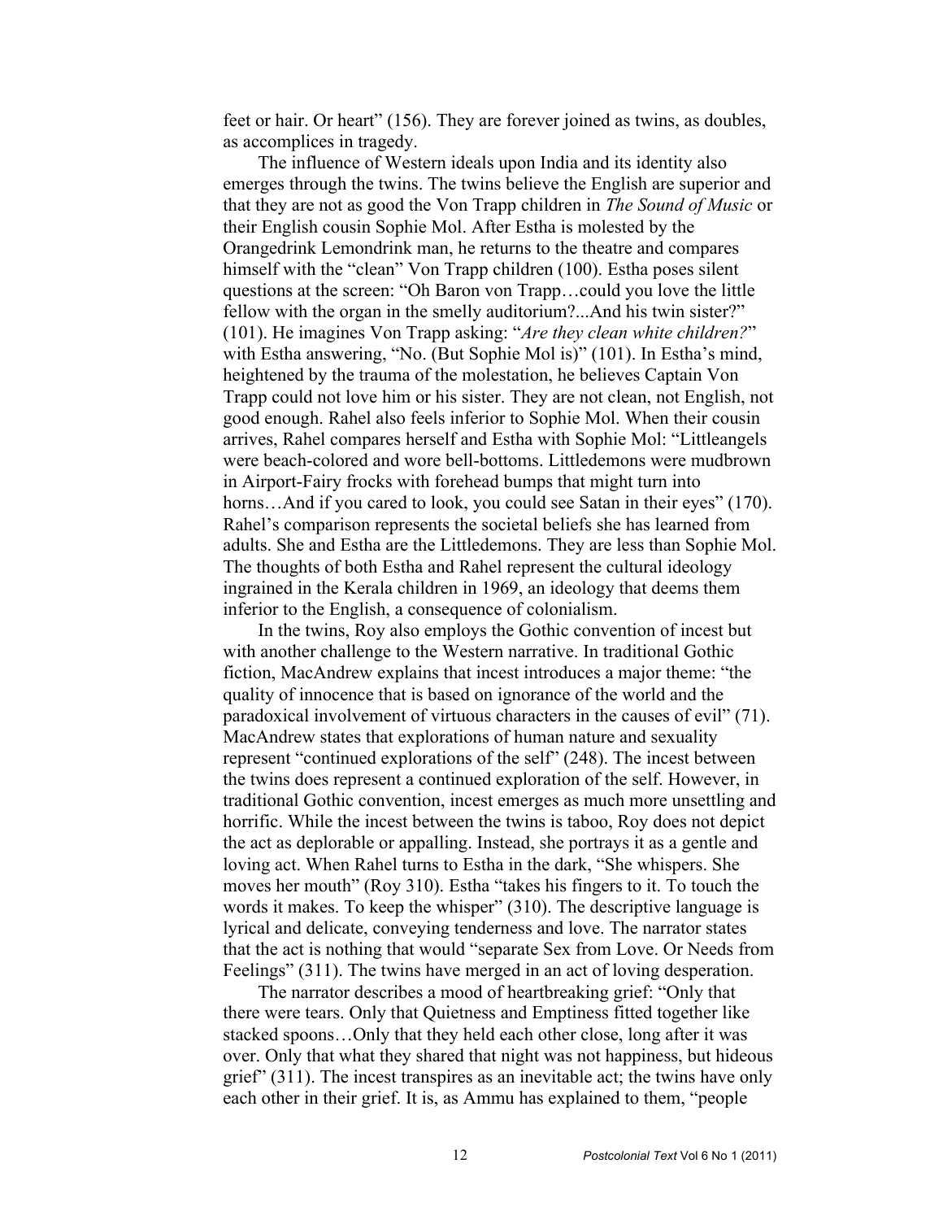feet or hair. Or heart" (156). They are forever joined as twins, as doubles, as accomplices in tragedy.

The influence of Western ideals upon India and its identity also emerges through the twins. The twins believe the English are superior and that they are not as good the Von Trapp children in *The Sound of Music* or their English cousin Sophie Mol. After Estha is molested by the Orangedrink Lemondrink man, he returns to the theatre and compares himself with the "clean" Von Trapp children (100). Estha poses silent questions at the screen: "Oh Baron von Trapp…could you love the little fellow with the organ in the smelly auditorium?...And his twin sister?" (101). He imagines Von Trapp asking: "*Are they clean white children?*" with Estha answering, "No. (But Sophie Mol is)" (101). In Estha's mind, heightened by the trauma of the molestation, he believes Captain Von Trapp could not love him or his sister. They are not clean, not English, not good enough. Rahel also feels inferior to Sophie Mol. When their cousin arrives, Rahel compares herself and Estha with Sophie Mol: "Littleangels were beach-colored and wore bell-bottoms. Littledemons were mudbrown in Airport-Fairy frocks with forehead bumps that might turn into horns…And if you cared to look, you could see Satan in their eyes" (170). Rahel's comparison represents the societal beliefs she has learned from adults. She and Estha are the Littledemons. They are less than Sophie Mol. The thoughts of both Estha and Rahel represent the cultural ideology ingrained in the Kerala children in 1969, an ideology that deems them inferior to the English, a consequence of colonialism.

In the twins, Roy also employs the Gothic convention of incest but with another challenge to the Western narrative. In traditional Gothic fiction, MacAndrew explains that incest introduces a major theme: "the quality of innocence that is based on ignorance of the world and the paradoxical involvement of virtuous characters in the causes of evil" (71). MacAndrew states that explorations of human nature and sexuality represent "continued explorations of the self" (248). The incest between the twins does represent a continued exploration of the self. However, in traditional Gothic convention, incest emerges as much more unsettling and horrific. While the incest between the twins is taboo, Roy does not depict the act as deplorable or appalling. Instead, she portrays it as a gentle and loving act. When Rahel turns to Estha in the dark, "She whispers. She moves her mouth" (Roy 310). Estha "takes his fingers to it. To touch the words it makes. To keep the whisper" (310). The descriptive language is lyrical and delicate, conveying tenderness and love. The narrator states that the act is nothing that would "separate Sex from Love. Or Needs from Feelings" (311). The twins have merged in an act of loving desperation.

The narrator describes a mood of heartbreaking grief: "Only that there were tears. Only that Quietness and Emptiness fitted together like stacked spoons…Only that they held each other close, long after it was over. Only that what they shared that night was not happiness, but hideous grief" (311). The incest transpires as an inevitable act; the twins have only each other in their grief. It is, as Ammu has explained to them, "people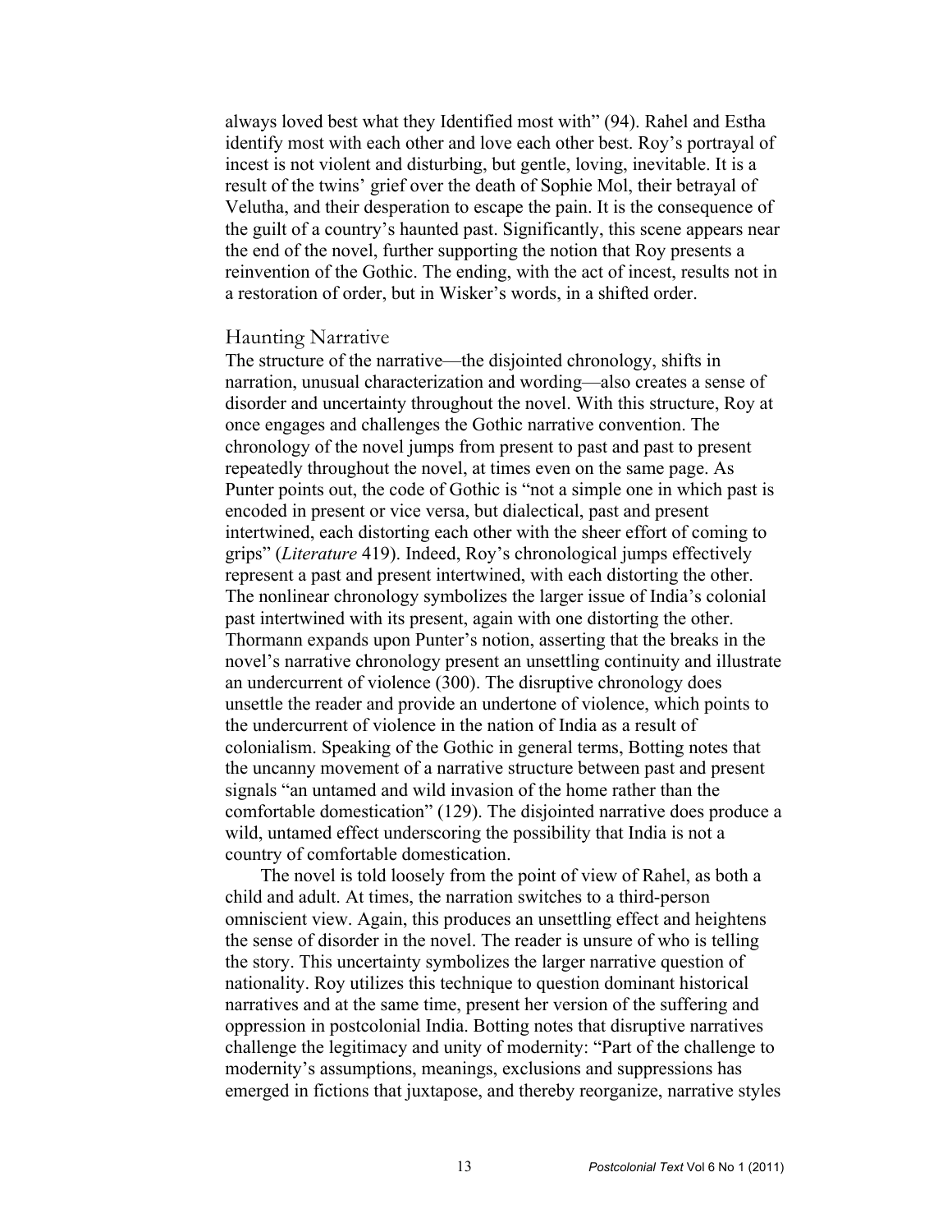always loved best what they Identified most with" (94). Rahel and Estha identify most with each other and love each other best. Roy's portrayal of incest is not violent and disturbing, but gentle, loving, inevitable. It is a result of the twins' grief over the death of Sophie Mol, their betrayal of Velutha, and their desperation to escape the pain. It is the consequence of the guilt of a country's haunted past. Significantly, this scene appears near the end of the novel, further supporting the notion that Roy presents a reinvention of the Gothic. The ending, with the act of incest, results not in a restoration of order, but in Wisker's words, in a shifted order.

## Haunting Narrative

The structure of the narrative—the disjointed chronology, shifts in narration, unusual characterization and wording—also creates a sense of disorder and uncertainty throughout the novel. With this structure, Roy at once engages and challenges the Gothic narrative convention. The chronology of the novel jumps from present to past and past to present repeatedly throughout the novel, at times even on the same page. As Punter points out, the code of Gothic is "not a simple one in which past is encoded in present or vice versa, but dialectical, past and present intertwined, each distorting each other with the sheer effort of coming to grips" (*Literature* 419). Indeed, Roy's chronological jumps effectively represent a past and present intertwined, with each distorting the other. The nonlinear chronology symbolizes the larger issue of India's colonial past intertwined with its present, again with one distorting the other. Thormann expands upon Punter's notion, asserting that the breaks in the novel's narrative chronology present an unsettling continuity and illustrate an undercurrent of violence (300). The disruptive chronology does unsettle the reader and provide an undertone of violence, which points to the undercurrent of violence in the nation of India as a result of colonialism. Speaking of the Gothic in general terms, Botting notes that the uncanny movement of a narrative structure between past and present signals "an untamed and wild invasion of the home rather than the comfortable domestication" (129). The disjointed narrative does produce a wild, untamed effect underscoring the possibility that India is not a country of comfortable domestication.

The novel is told loosely from the point of view of Rahel, as both a child and adult. At times, the narration switches to a third-person omniscient view. Again, this produces an unsettling effect and heightens the sense of disorder in the novel. The reader is unsure of who is telling the story. This uncertainty symbolizes the larger narrative question of nationality. Roy utilizes this technique to question dominant historical narratives and at the same time, present her version of the suffering and oppression in postcolonial India. Botting notes that disruptive narratives challenge the legitimacy and unity of modernity: "Part of the challenge to modernity's assumptions, meanings, exclusions and suppressions has emerged in fictions that juxtapose, and thereby reorganize, narrative styles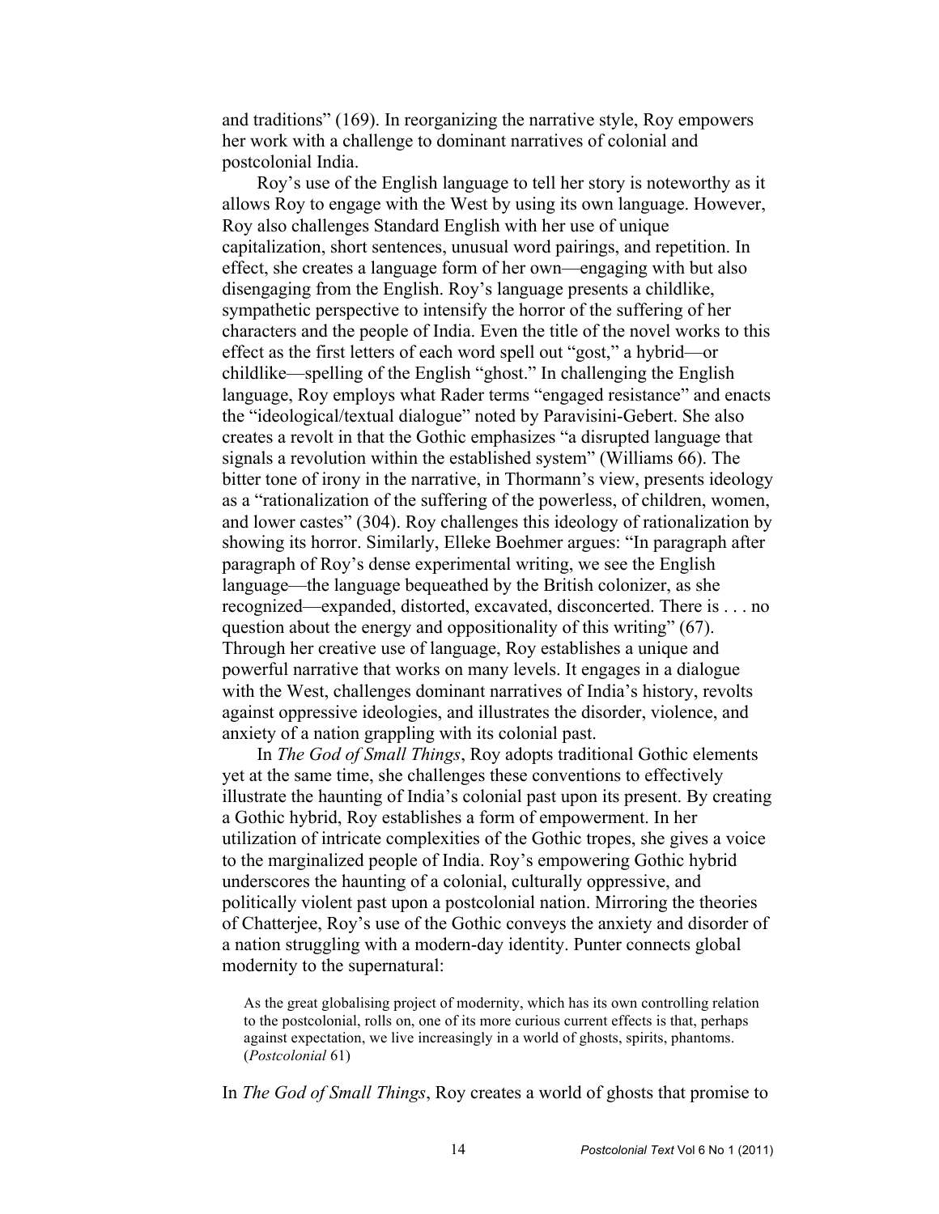and traditions" (169). In reorganizing the narrative style, Roy empowers her work with a challenge to dominant narratives of colonial and postcolonial India.

Roy's use of the English language to tell her story is noteworthy as it allows Roy to engage with the West by using its own language. However, Roy also challenges Standard English with her use of unique capitalization, short sentences, unusual word pairings, and repetition. In effect, she creates a language form of her own—engaging with but also disengaging from the English. Roy's language presents a childlike, sympathetic perspective to intensify the horror of the suffering of her characters and the people of India. Even the title of the novel works to this effect as the first letters of each word spell out "gost," a hybrid—or childlike—spelling of the English "ghost." In challenging the English language, Roy employs what Rader terms "engaged resistance" and enacts the "ideological/textual dialogue" noted by Paravisini-Gebert. She also creates a revolt in that the Gothic emphasizes "a disrupted language that signals a revolution within the established system" (Williams 66). The bitter tone of irony in the narrative, in Thormann's view, presents ideology as a "rationalization of the suffering of the powerless, of children, women, and lower castes" (304). Roy challenges this ideology of rationalization by showing its horror. Similarly, Elleke Boehmer argues: "In paragraph after paragraph of Roy's dense experimental writing, we see the English language—the language bequeathed by the British colonizer, as she recognized—expanded, distorted, excavated, disconcerted. There is . . . no question about the energy and oppositionality of this writing" (67). Through her creative use of language, Roy establishes a unique and powerful narrative that works on many levels. It engages in a dialogue with the West, challenges dominant narratives of India's history, revolts against oppressive ideologies, and illustrates the disorder, violence, and anxiety of a nation grappling with its colonial past.

In *The God of Small Things*, Roy adopts traditional Gothic elements yet at the same time, she challenges these conventions to effectively illustrate the haunting of India's colonial past upon its present. By creating a Gothic hybrid, Roy establishes a form of empowerment. In her utilization of intricate complexities of the Gothic tropes, she gives a voice to the marginalized people of India. Roy's empowering Gothic hybrid underscores the haunting of a colonial, culturally oppressive, and politically violent past upon a postcolonial nation. Mirroring the theories of Chatterjee, Roy's use of the Gothic conveys the anxiety and disorder of a nation struggling with a modern-day identity. Punter connects global modernity to the supernatural:

> As the great globalising project of modernity, which has its own controlling relation to the postcolonial, rolls on, one of its more curious current effects is that, perhaps against expectation, we live increasingly in a world of ghosts, spirits, phantoms. (*Postcolonial* 61)

In *The God of Small Things*, Roy creates a world of ghosts that promise to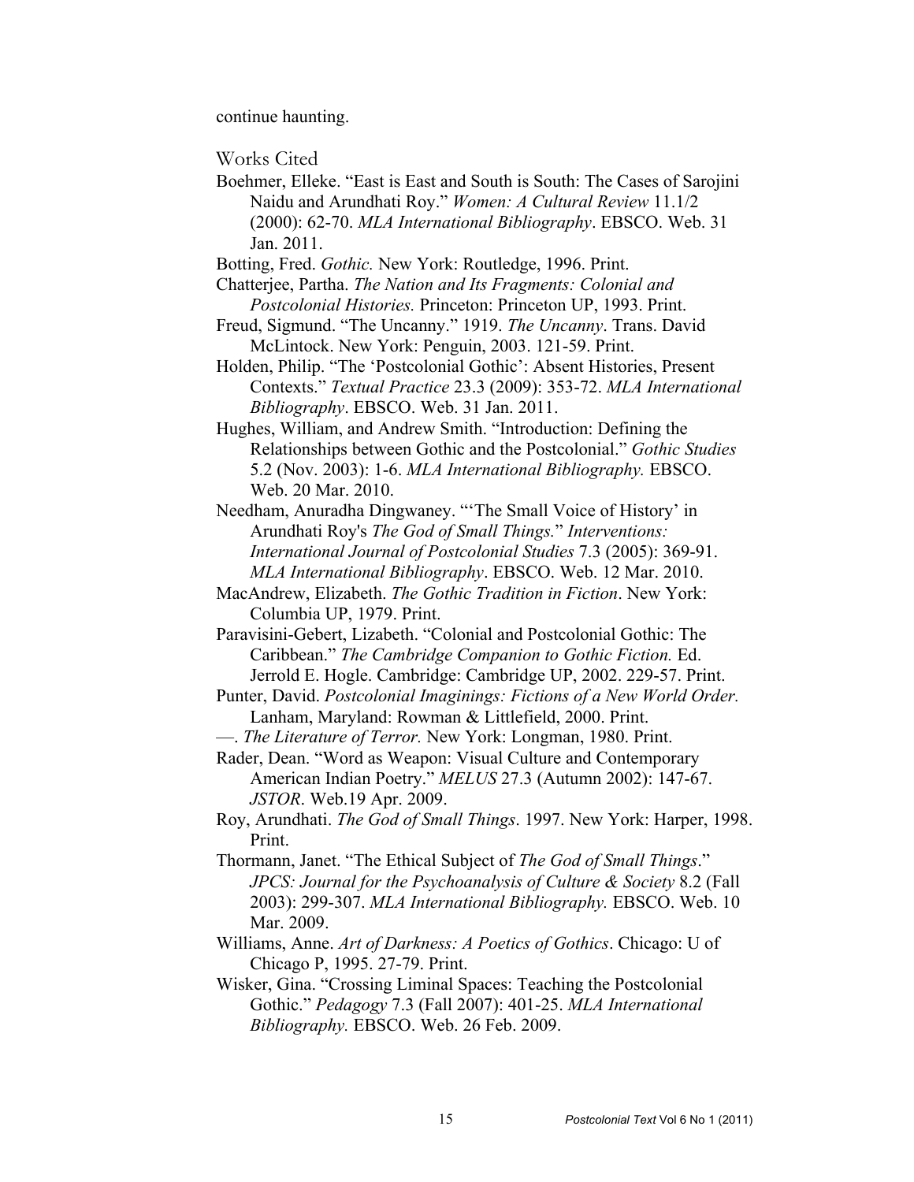continue haunting.

## Works Cited

Boehmer, Elleke. "East is East and South is South: The Cases of Sarojini Naidu and Arundhati Roy." *Women: A Cultural Review* 11.1/2 (2000): 62-70. *MLA International Bibliography*. EBSCO. Web. 31 Jan. 2011.

Botting, Fred. *Gothic.* New York: Routledge, 1996. Print.

Chatterjee, Partha. *The Nation and Its Fragments: Colonial and Postcolonial Histories.* Princeton: Princeton UP, 1993. Print.

Freud, Sigmund. "The Uncanny." 1919. *The Uncanny*. Trans. David McLintock. New York: Penguin, 2003. 121-59. Print.

Holden, Philip. "The 'Postcolonial Gothic': Absent Histories, Present Contexts." *Textual Practice* 23.3 (2009): 353-72. *MLA International Bibliography*. EBSCO. Web. 31 Jan. 2011.

Hughes, William, and Andrew Smith. "Introduction: Defining the Relationships between Gothic and the Postcolonial." *Gothic Studies* 5.2 (Nov. 2003): 1-6. *MLA International Bibliography.* EBSCO. Web. 20 Mar. 2010.

Needham, Anuradha Dingwaney. "'The Small Voice of History' in Arundhati Roy's *The God of Small Things.*" *Interventions: International Journal of Postcolonial Studies* 7.3 (2005): 369-91. *MLA International Bibliography*. EBSCO. Web. 12 Mar. 2010.

MacAndrew, Elizabeth. *The Gothic Tradition in Fiction*. New York: Columbia UP, 1979. Print.

Paravisini-Gebert, Lizabeth. "Colonial and Postcolonial Gothic: The Caribbean." *The Cambridge Companion to Gothic Fiction.* Ed. Jerrold E. Hogle. Cambridge: Cambridge UP, 2002. 229-57. Print.

Punter, David. *Postcolonial Imaginings: Fictions of a New World Order.* Lanham, Maryland: Rowman & Littlefield, 2000. Print.

—. *The Literature of Terror.* New York: Longman, 1980. Print.

Rader, Dean. "Word as Weapon: Visual Culture and Contemporary American Indian Poetry." *MELUS* 27.3 (Autumn 2002): 147-67. *JSTOR*. Web.19 Apr. 2009.

Roy, Arundhati. *The God of Small Things*. 1997. New York: Harper, 1998. Print.

Thormann, Janet. "The Ethical Subject of *The God of Small Things*." *JPCS: Journal for the Psychoanalysis of Culture & Society* 8.2 (Fall 2003): 299-307. *MLA International Bibliography.* EBSCO. Web. 10 Mar. 2009.

Williams, Anne. *Art of Darkness: A Poetics of Gothics*. Chicago: U of Chicago P, 1995. 27-79. Print.

Wisker, Gina. "Crossing Liminal Spaces: Teaching the Postcolonial Gothic." *Pedagogy* 7.3 (Fall 2007): 401-25. *MLA International Bibliography.* EBSCO. Web. 26 Feb. 2009.